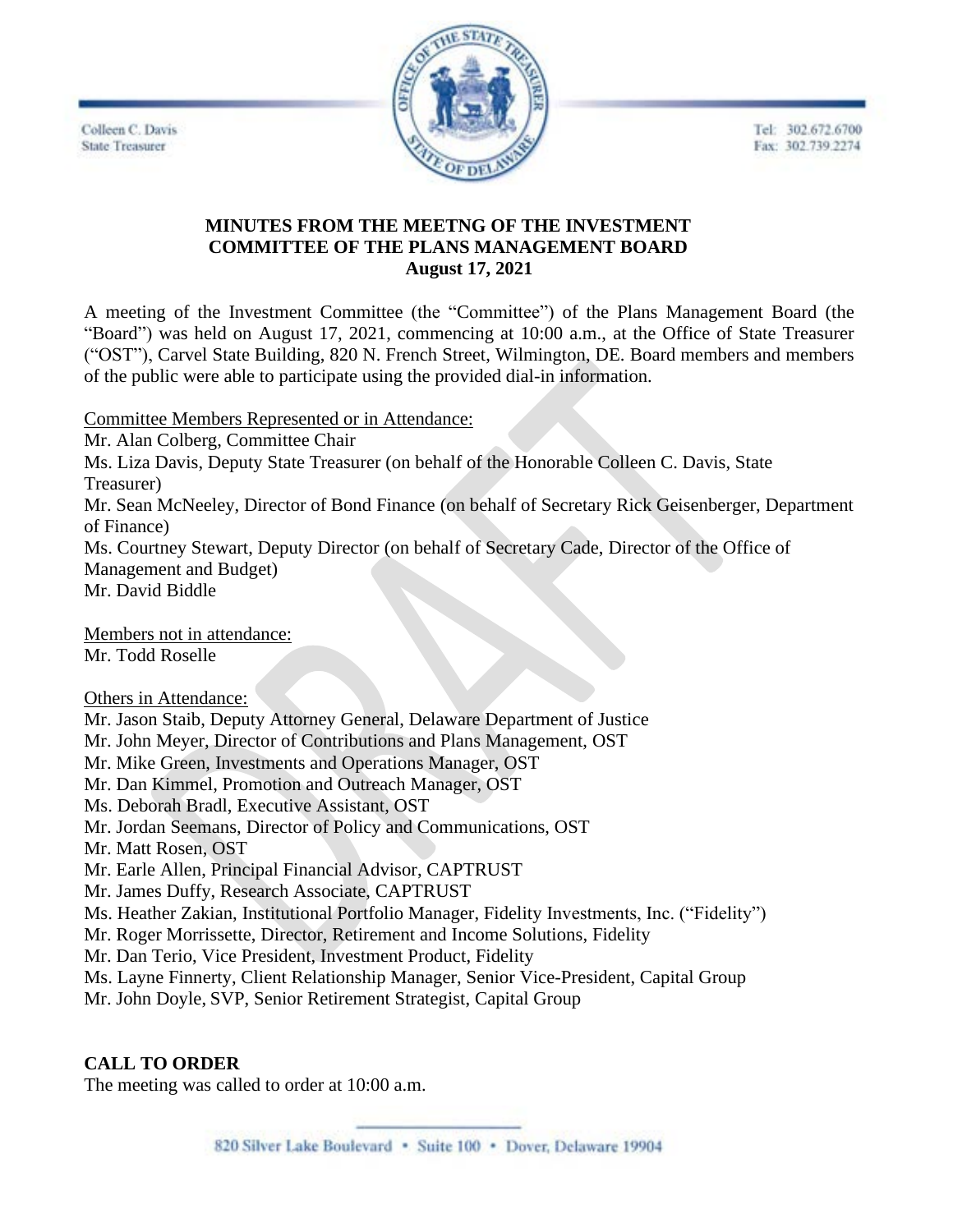Colleen C. Davis
State Treasurer

Tel: 302.672.6700
Fax: 302.739.2274

**MINUTES FROM THE MEETNG OF THE INVESTMENT COMMITTEE OF THE PLANS MANAGEMENT BOARD**
**August 17, 2021**

A meeting of the Investment Committee (the "Committee") of the Plans Management Board (the "Board") was held on August 17, 2021, commencing at 10:00 a.m., at the Office of State Treasurer ("OST"), Carvel State Building, 820 N. French Street, Wilmington, DE. Board members and members of the public were able to participate using the provided dial-in information.

Committee Members Represented or in Attendance:
Mr. Alan Colberg, Committee Chair
Ms. Liza Davis, Deputy State Treasurer (on behalf of the Honorable Colleen C. Davis, State Treasurer)
Mr. Sean McNeeley, Director of Bond Finance (on behalf of Secretary Rick Geisenberger, Department of Finance)
Ms. Courtney Stewart, Deputy Director (on behalf of Secretary Cade, Director of the Office of Management and Budget)
Mr. David Biddle

Members not in attendance:
Mr. Todd Roselle

Others in Attendance:
Mr. Jason Staib, Deputy Attorney General, Delaware Department of Justice
Mr. John Meyer, Director of Contributions and Plans Management, OST
Mr. Mike Green, Investments and Operations Manager, OST
Mr. Dan Kimmel, Promotion and Outreach Manager, OST
Ms. Deborah Bradl, Executive Assistant, OST
Mr. Jordan Seemans, Director of Policy and Communications, OST
Mr. Matt Rosen, OST
Mr. Earle Allen, Principal Financial Advisor, CAPTRUST
Mr. James Duffy, Research Associate, CAPTRUST
Ms. Heather Zakian, Institutional Portfolio Manager, Fidelity Investments, Inc. ("Fidelity")
Mr. Roger Morrissette, Director, Retirement and Income Solutions, Fidelity
Mr. Dan Terio, Vice President, Investment Product, Fidelity
Ms. Layne Finnerty, Client Relationship Manager, Senior Vice-President, Capital Group
Mr. John Doyle, SVP, Senior Retirement Strategist, Capital Group

**CALL TO ORDER**
The meeting was called to order at 10:00 a.m.

820 Silver Lake Boulevard • Suite 100 • Dover, Delaware 19904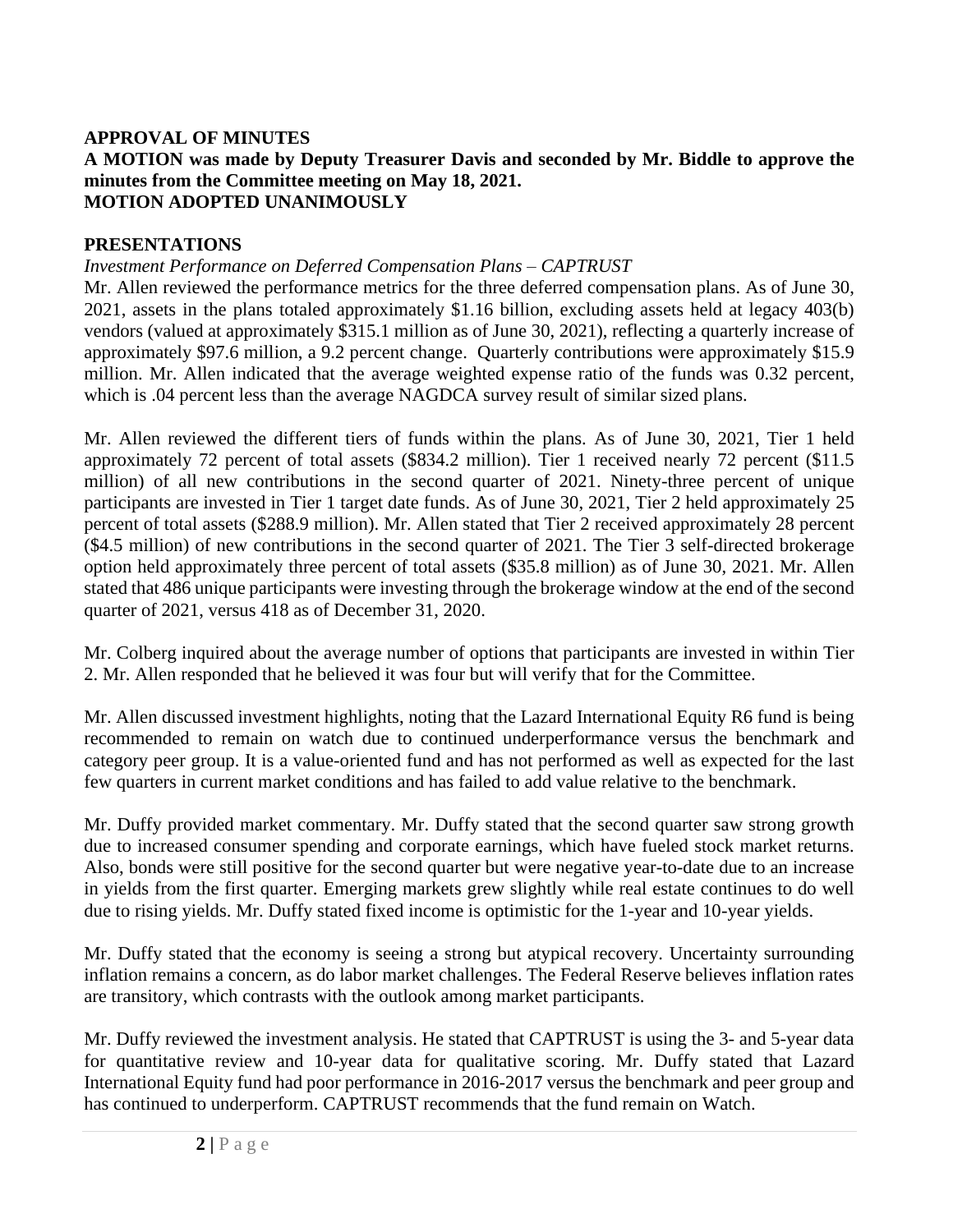## APPROVAL OF MINUTES

**A MOTION was made by Deputy Treasurer Davis and seconded by Mr. Biddle to approve the minutes from the Committee meeting on May 18, 2021.**
**MOTION ADOPTED UNANIMOUSLY**

## PRESENTATIONS

*Investment Performance on Deferred Compensation Plans – CAPTRUST*

Mr. Allen reviewed the performance metrics for the three deferred compensation plans. As of June 30, 2021, assets in the plans totaled approximately $1.16 billion, excluding assets held at legacy 403(b) vendors (valued at approximately $315.1 million as of June 30, 2021), reflecting a quarterly increase of approximately $97.6 million, a 9.2 percent change. Quarterly contributions were approximately $15.9 million. Mr. Allen indicated that the average weighted expense ratio of the funds was 0.32 percent, which is .04 percent less than the average NAGDCA survey result of similar sized plans.

Mr. Allen reviewed the different tiers of funds within the plans. As of June 30, 2021, Tier 1 held approximately 72 percent of total assets ($834.2 million). Tier 1 received nearly 72 percent ($11.5 million) of all new contributions in the second quarter of 2021. Ninety-three percent of unique participants are invested in Tier 1 target date funds. As of June 30, 2021, Tier 2 held approximately 25 percent of total assets ($288.9 million). Mr. Allen stated that Tier 2 received approximately 28 percent ($4.5 million) of new contributions in the second quarter of 2021. The Tier 3 self-directed brokerage option held approximately three percent of total assets ($35.8 million) as of June 30, 2021. Mr. Allen stated that 486 unique participants were investing through the brokerage window at the end of the second quarter of 2021, versus 418 as of December 31, 2020.

Mr. Colberg inquired about the average number of options that participants are invested in within Tier 2. Mr. Allen responded that he believed it was four but will verify that for the Committee.

Mr. Allen discussed investment highlights, noting that the Lazard International Equity R6 fund is being recommended to remain on watch due to continued underperformance versus the benchmark and category peer group. It is a value-oriented fund and has not performed as well as expected for the last few quarters in current market conditions and has failed to add value relative to the benchmark.

Mr. Duffy provided market commentary. Mr. Duffy stated that the second quarter saw strong growth due to increased consumer spending and corporate earnings, which have fueled stock market returns. Also, bonds were still positive for the second quarter but were negative year-to-date due to an increase in yields from the first quarter. Emerging markets grew slightly while real estate continues to do well due to rising yields. Mr. Duffy stated fixed income is optimistic for the 1-year and 10-year yields.

Mr. Duffy stated that the economy is seeing a strong but atypical recovery. Uncertainty surrounding inflation remains a concern, as do labor market challenges. The Federal Reserve believes inflation rates are transitory, which contrasts with the outlook among market participants.

Mr. Duffy reviewed the investment analysis. He stated that CAPTRUST is using the 3- and 5-year data for quantitative review and 10-year data for qualitative scoring. Mr. Duffy stated that Lazard International Equity fund had poor performance in 2016-2017 versus the benchmark and peer group and has continued to underperform. CAPTRUST recommends that the fund remain on Watch.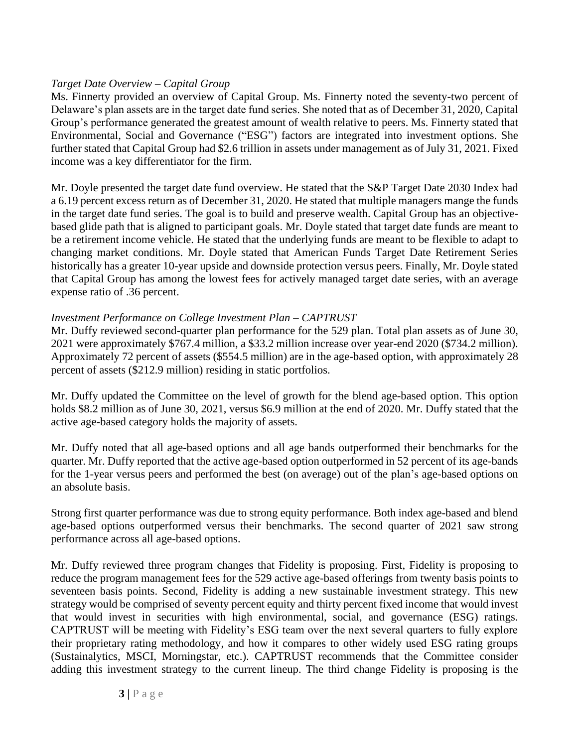*Target Date Overview – Capital Group*

Ms. Finnerty provided an overview of Capital Group. Ms. Finnerty noted the seventy-two percent of Delaware's plan assets are in the target date fund series. She noted that as of December 31, 2020, Capital Group's performance generated the greatest amount of wealth relative to peers. Ms. Finnerty stated that Environmental, Social and Governance ("ESG") factors are integrated into investment options. She further stated that Capital Group had $2.6 trillion in assets under management as of July 31, 2021. Fixed income was a key differentiator for the firm.

Mr. Doyle presented the target date fund overview. He stated that the S&P Target Date 2030 Index had a 6.19 percent excess return as of December 31, 2020. He stated that multiple managers mange the funds in the target date fund series. The goal is to build and preserve wealth. Capital Group has an objective-based glide path that is aligned to participant goals. Mr. Doyle stated that target date funds are meant to be a retirement income vehicle. He stated that the underlying funds are meant to be flexible to adapt to changing market conditions. Mr. Doyle stated that American Funds Target Date Retirement Series historically has a greater 10-year upside and downside protection versus peers. Finally, Mr. Doyle stated that Capital Group has among the lowest fees for actively managed target date series, with an average expense ratio of .36 percent.

*Investment Performance on College Investment Plan – CAPTRUST*

Mr. Duffy reviewed second-quarter plan performance for the 529 plan. Total plan assets as of June 30, 2021 were approximately $767.4 million, a $33.2 million increase over year-end 2020 ($734.2 million). Approximately 72 percent of assets ($554.5 million) are in the age-based option, with approximately 28 percent of assets ($212.9 million) residing in static portfolios.

Mr. Duffy updated the Committee on the level of growth for the blend age-based option. This option holds $8.2 million as of June 30, 2021, versus $6.9 million at the end of 2020. Mr. Duffy stated that the active age-based category holds the majority of assets.

Mr. Duffy noted that all age-based options and all age bands outperformed their benchmarks for the quarter. Mr. Duffy reported that the active age-based option outperformed in 52 percent of its age-bands for the 1-year versus peers and performed the best (on average) out of the plan's age-based options on an absolute basis.

Strong first quarter performance was due to strong equity performance. Both index age-based and blend age-based options outperformed versus their benchmarks. The second quarter of 2021 saw strong performance across all age-based options.

Mr. Duffy reviewed three program changes that Fidelity is proposing. First, Fidelity is proposing to reduce the program management fees for the 529 active age-based offerings from twenty basis points to seventeen basis points. Second, Fidelity is adding a new sustainable investment strategy. This new strategy would be comprised of seventy percent equity and thirty percent fixed income that would invest that would invest in securities with high environmental, social, and governance (ESG) ratings. CAPTRUST will be meeting with Fidelity's ESG team over the next several quarters to fully explore their proprietary rating methodology, and how it compares to other widely used ESG rating groups (Sustainalytics, MSCI, Morningstar, etc.). CAPTRUST recommends that the Committee consider adding this investment strategy to the current lineup. The third change Fidelity is proposing is the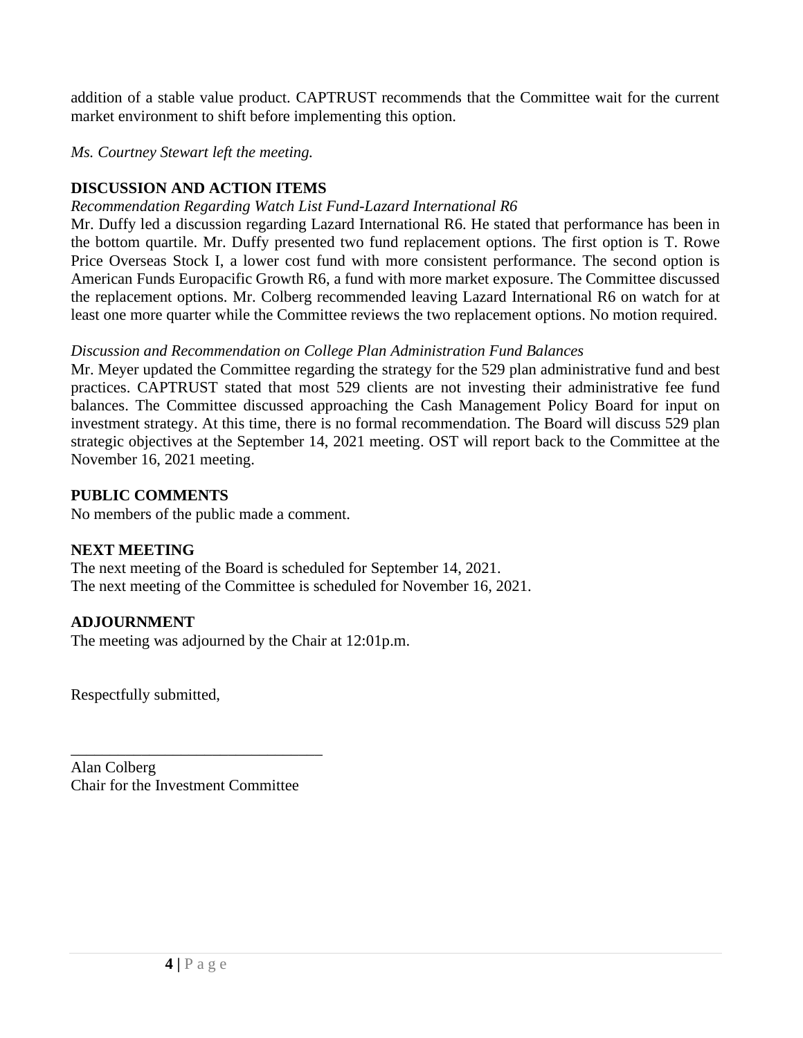addition of a stable value product. CAPTRUST recommends that the Committee wait for the current market environment to shift before implementing this option.

*Ms. Courtney Stewart left the meeting.*

**DISCUSSION AND ACTION ITEMS**

*Recommendation Regarding Watch List Fund-Lazard International R6*

Mr. Duffy led a discussion regarding Lazard International R6. He stated that performance has been in the bottom quartile. Mr. Duffy presented two fund replacement options. The first option is T. Rowe Price Overseas Stock I, a lower cost fund with more consistent performance. The second option is American Funds Europacific Growth R6, a fund with more market exposure. The Committee discussed the replacement options. Mr. Colberg recommended leaving Lazard International R6 on watch for at least one more quarter while the Committee reviews the two replacement options. No motion required.

*Discussion and Recommendation on College Plan Administration Fund Balances*

Mr. Meyer updated the Committee regarding the strategy for the 529 plan administrative fund and best practices. CAPTRUST stated that most 529 clients are not investing their administrative fee fund balances. The Committee discussed approaching the Cash Management Policy Board for input on investment strategy. At this time, there is no formal recommendation. The Board will discuss 529 plan strategic objectives at the September 14, 2021 meeting. OST will report back to the Committee at the November 16, 2021 meeting.

**PUBLIC COMMENTS**

No members of the public made a comment.

**NEXT MEETING**

The next meeting of the Board is scheduled for September 14, 2021.
The next meeting of the Committee is scheduled for November 16, 2021.

**ADJOURNMENT**

The meeting was adjourned by the Chair at 12:01p.m.

Respectfully submitted,

\_\_\_\_\_\_\_\_\_\_\_\_\_\_\_\_\_\_\_\_\_\_\_\_\_\_\_\_\_\_\_\_

Alan Colberg
Chair for the Investment Committee